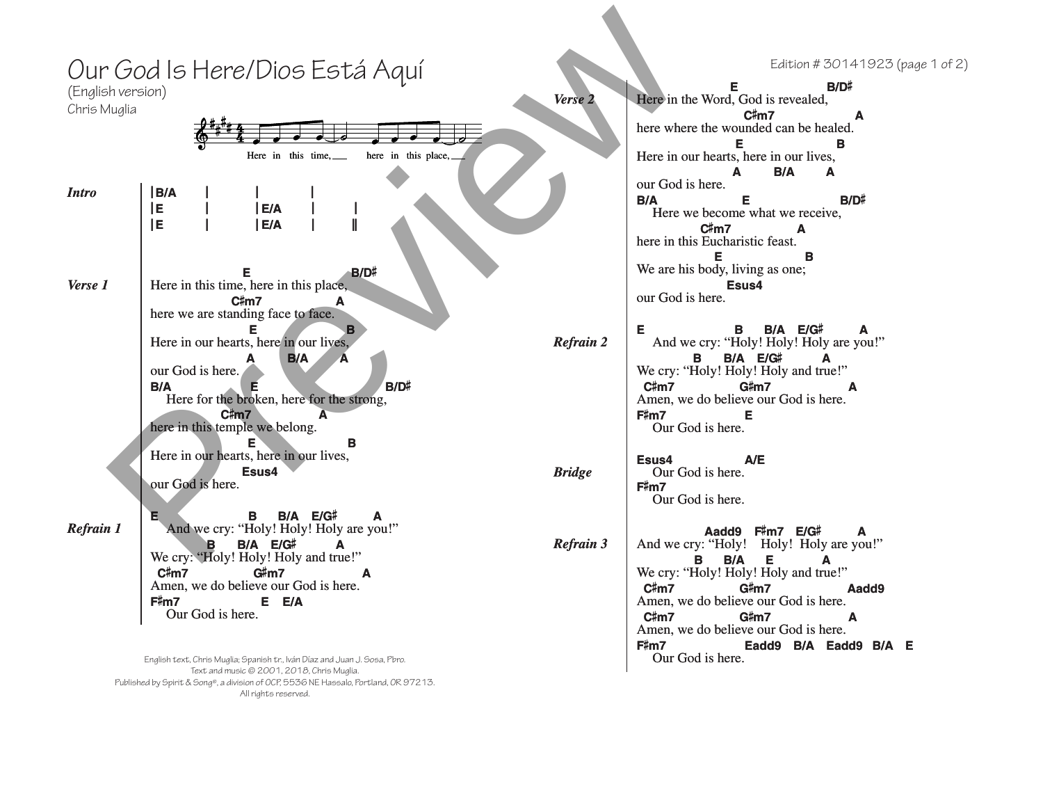# Our God Is Here/Dios Está Aquí

(English version)

Chris Muglia

Here in this time, here in this place,

**Intro**

```
|B/A   |     |     |
|E     |     |E/A  |     |
|E     |     |E/A  |     ||
```

**Verse 1**

```
                  E                  B/D#
Here in this time, here in this place,
              C#m7             A
here we are standing face to face.
                  E              B
Here in our hearts, here in our lives,
                 A      B/A      A
our God is here.
B/A               E                     B/D#
   Here for the broken, here for the strong,
            C#m7           A
here in this temple we belong.
                  E              B
Here in our hearts, here in our lives,
                 Esus4
our God is here.
```

**Refrain 1**

```
E                  B     B/A   E/G#      A
   And we cry: "Holy! Holy! Holy are you!"
              B     B/A   E/G#      A
We cry: "Holy! Holy! Holy and true!"
  C#m7              G#m7              A
Amen, we do believe our God is here.
F#m7                 E   E/A
   Our God is here.
```

**Verse 2**

```
                  E                  B/D#
Here in the Word, God is revealed,
                     C#m7              A
here where the wounded can be healed.
                  E              B
Here in our hearts, here in our lives,
                 A      B/A      A
our God is here.
B/A               E                  B/D#
   Here we become what we receive,
              C#m7            A
here in this Eucharistic feast.
                E              B
We are his body, living as one;
                 Esus4
our God is here.
```

**Refrain 2**

```
E                  B     B/A   E/G#      A
   And we cry: "Holy! Holy! Holy are you!"
              B     B/A   E/G#      A
We cry: "Holy! Holy! Holy and true!"
  C#m7              G#m7              A
Amen, we do believe our God is here.
F#m7              E
   Our God is here.
```

**Bridge**

```
Esus4              A/E
   Our God is here.
F#m7
   Our God is here.
```

**Refrain 3**

```
               Aadd9   F#m7   E/G#      A
And we cry: "Holy!    Holy!  Holy are you!"
              B     B/A    E          A
We cry: "Holy! Holy! Holy and true!"
  C#m7              G#m7              Aadd9
Amen, we do believe our God is here.
  C#m7              G#m7              A
Amen, we do believe our God is here.
F#m7                  Eadd9   B/A   Eadd9   B/A   E
   Our God is here.
```

English text, Chris Muglia; Spanish tr., Iván Díaz and Juan J. Sosa, Pbro.
Text and music © 2001, 2018, Chris Muglia.
Published by Spirit & Song®, a division of OCP, 5536 NE Hassalo, Portland, OR 97213.
All rights reserved.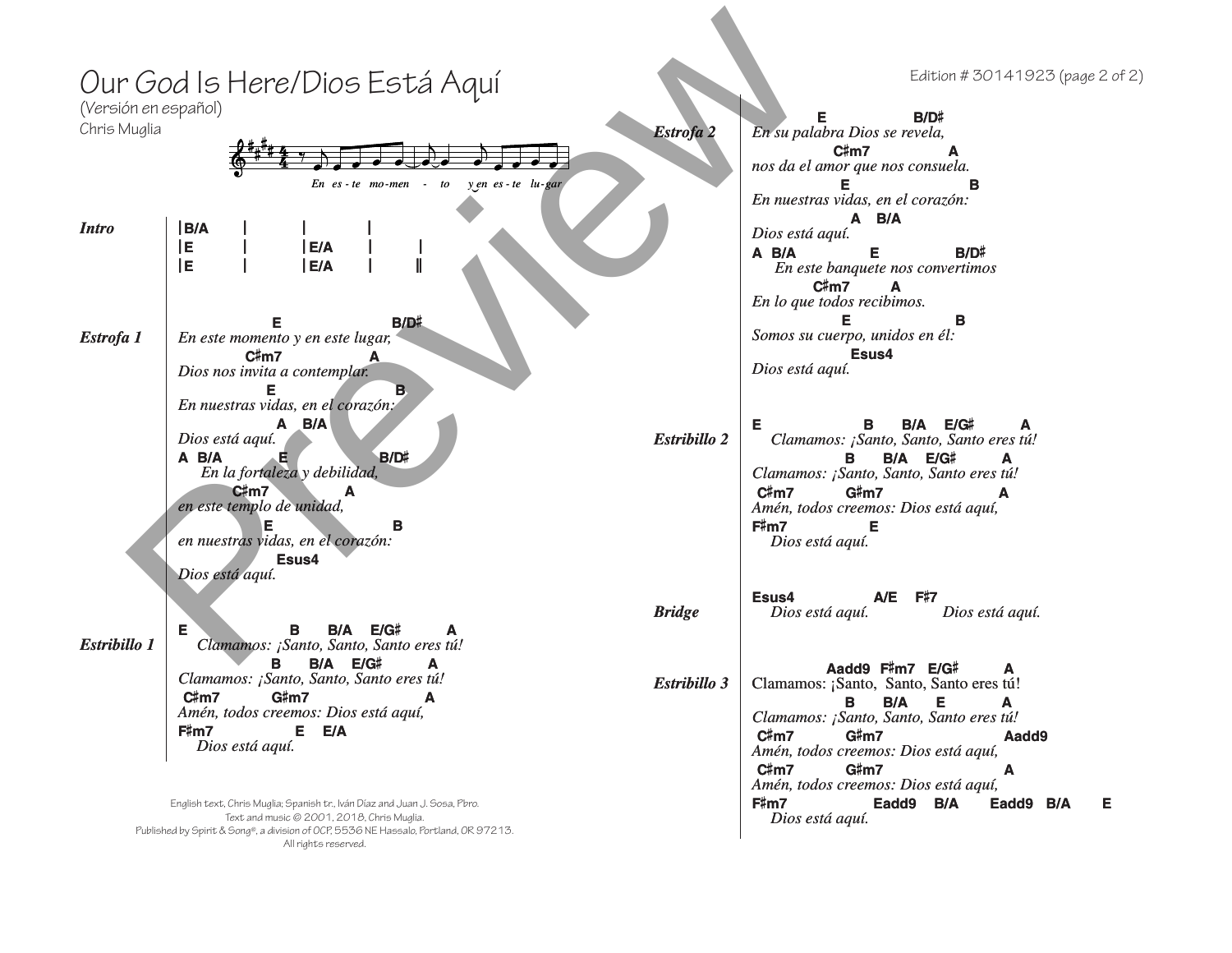# Our God Is Here/Dios Está Aquí

(Versión en español)

Chris Muglia

*En es-te mo-men - to y en es-te lu-gar*

***Intro***

```
|B/A    |       |       |
|E      |       |E/A    |       |
|E      |       |E/A    |       ||
```

***Estrofa 1***

```
               E                        B/D♯
En este momento y en este lugar,
            C♯m7                 A
Dios nos invita a contemplar.
              E                          B
En nuestras vidas, en el corazón:
                     A    B/A
Dios está aquí.
A  B/A              E                    B/D♯
   En la fortaleza y debilidad,
          C♯m7              A
en este templo de unidad,
             E                           B
en nuestras vidas, en el corazón:
                   Esus4
Dios está aquí.
```

***Estribillo 1***

```
E                    B      B/A    E/G♯        A
   Clamamos: ¡Santo, Santo, Santo eres tú!
                     B      B/A    E/G♯        A
Clamamos: ¡Santo, Santo, Santo eres tú!
 C♯m7          G♯m7                         A
Amén, todos creemos: Dios está aquí,
F♯m7                   E    E/A
   Dios está aquí.
```

***Estrofa 2***

```
          E                    B/D♯
En su palabra Dios se revela,
              C♯m7               A
nos da el amor que nos consuela.
              E                          B
En nuestras vidas, en el corazón:
                     A    B/A
Dios está aquí.
A  B/A               E                B/D♯
   En este banquete nos convertimos
           C♯m7         A
En lo que todos recibimos.
              E                        B
Somos su cuerpo, unidos en él:
                   Esus4
Dios está aquí.
```

***Estribillo 2***

```
E                    B      B/A    E/G♯        A
   Clamamos: ¡Santo, Santo, Santo eres tú!
                     B      B/A    E/G♯        A
Clamamos: ¡Santo, Santo, Santo eres tú!
 C♯m7          G♯m7                         A
Amén, todos creemos: Dios está aquí,
F♯m7                   E
   Dios está aquí.
```

***Bridge***

```
Esus4                A/E    F♯7
   Dios está aquí.              Dios está aquí.
```

***Estribillo 3***

```
               Aadd9  F♯m7   E/G♯        A
Clamamos: ¡Santo,  Santo, Santo eres tú!
                     B      B/A      E          A
Clamamos: ¡Santo, Santo, Santo eres tú!
 C♯m7          G♯m7                         Aadd9
Amén, todos creemos: Dios está aquí,
 C♯m7          G♯m7                         A
Amén, todos creemos: Dios está aquí,
F♯m7                  Eadd9    B/A      Eadd9   B/A      E
   Dios está aquí.
```

English text, Chris Muglia; Spanish tr., Iván Díaz and Juan J. Sosa, Pbro.
Text and music © 2001, 2018, Chris Muglia.
Published by Spirit & Song®, a division of OCP, 5536 NE Hassalo, Portland, OR 97213.
All rights reserved.